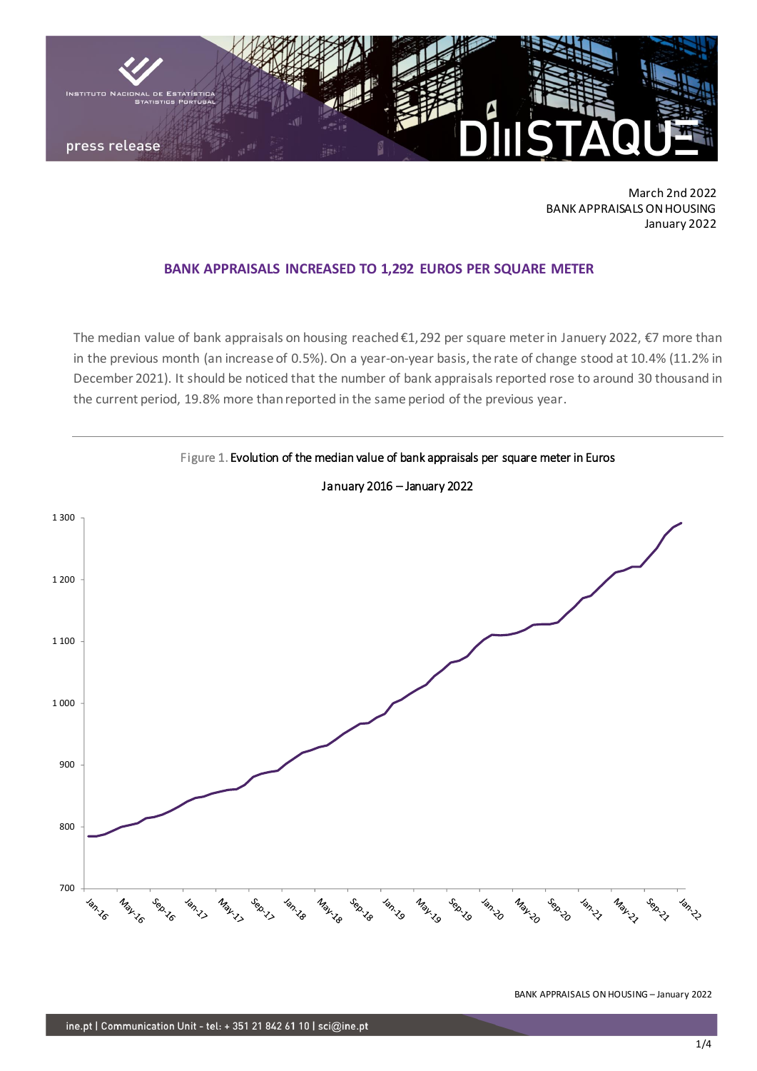March 2nd 2022
BANK APPRAISALS ON HOUSING
January 2022

## BANK APPRAISALS INCREASED TO 1,292 EUROS PER SQUARE METER

The median value of bank appraisals on housing reached €1,292 per square meter in Januery 2022, €7 more than in the previous month (an increase of 0.5%). On a year-on-year basis, the rate of change stood at 10.4% (11.2% in December 2021). It should be noticed that the number of bank appraisals reported rose to around 30 thousand in the current period, 19.8% more than reported in the same period of the previous year.

Figure 1. Evolution of the median value of bank appraisals per square meter in Euros

January 2016 – January 2022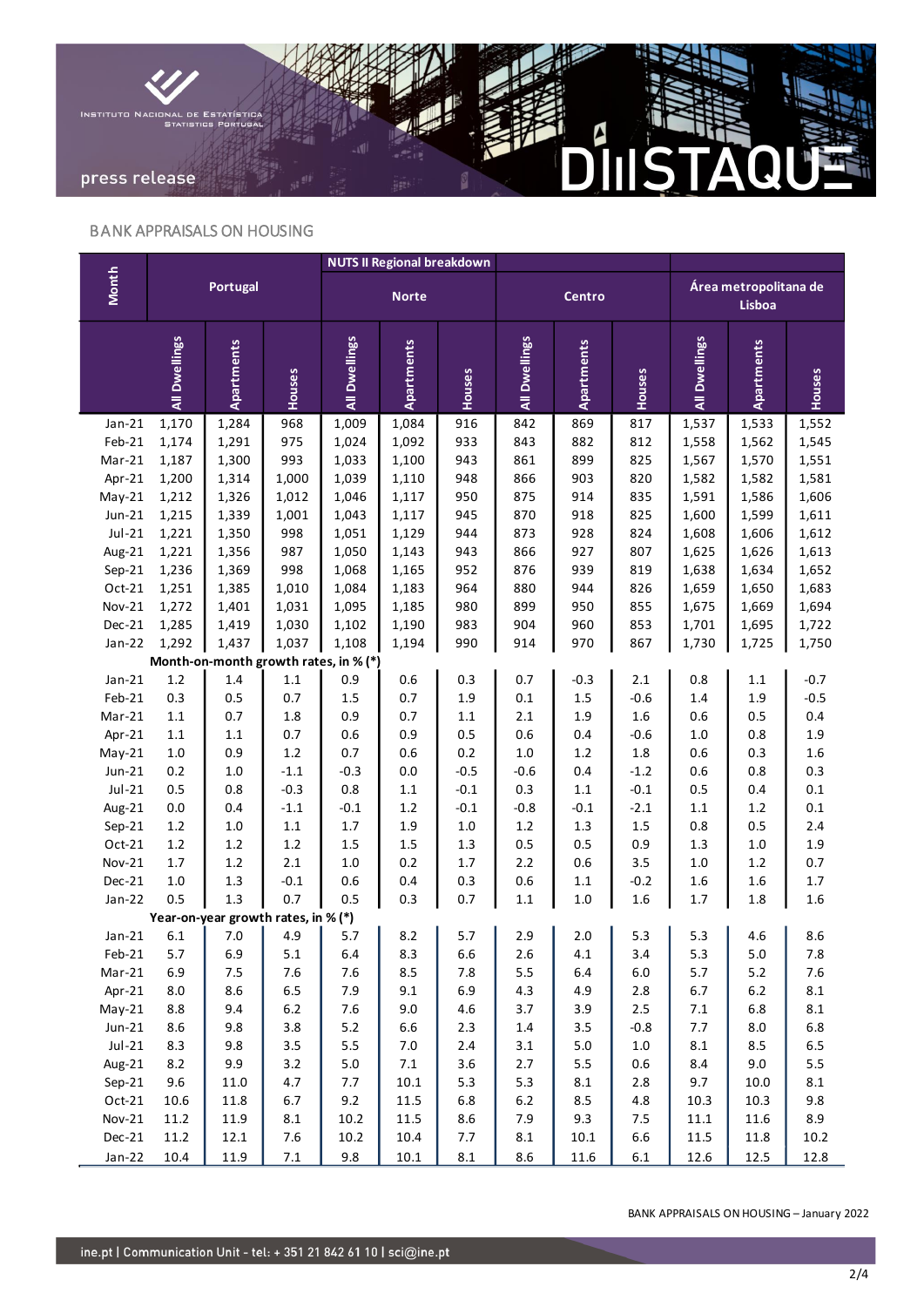## BANK APPRAISALS ON HOUSING

| Month | Portugal | | | NUTS II Regional breakdown | | | | | | | | |
|---|---|---|---|---|---|---|---|---|---|---|---|---|
| | | | | Norte | | | Centro | | | Área metropolitana de Lisboa | | |
| | All Dwellings | Apartments | Houses | All Dwellings | Apartments | Houses | All Dwellings | Apartments | Houses | All Dwellings | Apartments | Houses |
| Jan-21 | 1,170 | 1,284 | 968 | 1,009 | 1,084 | 916 | 842 | 869 | 817 | 1,537 | 1,533 | 1,552 |
| Feb-21 | 1,174 | 1,291 | 975 | 1,024 | 1,092 | 933 | 843 | 882 | 812 | 1,558 | 1,562 | 1,545 |
| Mar-21 | 1,187 | 1,300 | 993 | 1,033 | 1,100 | 943 | 861 | 899 | 825 | 1,567 | 1,570 | 1,551 |
| Apr-21 | 1,200 | 1,314 | 1,000 | 1,039 | 1,110 | 948 | 866 | 903 | 820 | 1,582 | 1,582 | 1,581 |
| May-21 | 1,212 | 1,326 | 1,012 | 1,046 | 1,117 | 950 | 875 | 914 | 835 | 1,591 | 1,586 | 1,606 |
| Jun-21 | 1,215 | 1,339 | 1,001 | 1,043 | 1,117 | 945 | 870 | 918 | 825 | 1,600 | 1,599 | 1,611 |
| Jul-21 | 1,221 | 1,350 | 998 | 1,051 | 1,129 | 944 | 873 | 928 | 824 | 1,608 | 1,606 | 1,612 |
| Aug-21 | 1,221 | 1,356 | 987 | 1,050 | 1,143 | 943 | 866 | 927 | 807 | 1,625 | 1,626 | 1,613 |
| Sep-21 | 1,236 | 1,369 | 998 | 1,068 | 1,165 | 952 | 876 | 939 | 819 | 1,638 | 1,634 | 1,652 |
| Oct-21 | 1,251 | 1,385 | 1,010 | 1,084 | 1,183 | 964 | 880 | 944 | 826 | 1,659 | 1,650 | 1,683 |
| Nov-21 | 1,272 | 1,401 | 1,031 | 1,095 | 1,185 | 980 | 899 | 950 | 855 | 1,675 | 1,669 | 1,694 |
| Dec-21 | 1,285 | 1,419 | 1,030 | 1,102 | 1,190 | 983 | 904 | 960 | 853 | 1,701 | 1,695 | 1,722 |
| Jan-22 | 1,292 | 1,437 | 1,037 | 1,108 | 1,194 | 990 | 914 | 970 | 867 | 1,730 | 1,725 | 1,750 |
| **Month-on-month growth rates, in % (*)** | | | | | | | | | | | | |
| Jan-21 | 1.2 | 1.4 | 1.1 | 0.9 | 0.6 | 0.3 | 0.7 | -0.3 | 2.1 | 0.8 | 1.1 | -0.7 |
| Feb-21 | 0.3 | 0.5 | 0.7 | 1.5 | 0.7 | 1.9 | 0.1 | 1.5 | -0.6 | 1.4 | 1.9 | -0.5 |
| Mar-21 | 1.1 | 0.7 | 1.8 | 0.9 | 0.7 | 1.1 | 2.1 | 1.9 | 1.6 | 0.6 | 0.5 | 0.4 |
| Apr-21 | 1.1 | 1.1 | 0.7 | 0.6 | 0.9 | 0.5 | 0.6 | 0.4 | -0.6 | 1.0 | 0.8 | 1.9 |
| May-21 | 1.0 | 0.9 | 1.2 | 0.7 | 0.6 | 0.2 | 1.0 | 1.2 | 1.8 | 0.6 | 0.3 | 1.6 |
| Jun-21 | 0.2 | 1.0 | -1.1 | -0.3 | 0.0 | -0.5 | -0.6 | 0.4 | -1.2 | 0.6 | 0.8 | 0.3 |
| Jul-21 | 0.5 | 0.8 | -0.3 | 0.8 | 1.1 | -0.1 | 0.3 | 1.1 | -0.1 | 0.5 | 0.4 | 0.1 |
| Aug-21 | 0.0 | 0.4 | -1.1 | -0.1 | 1.2 | -0.1 | -0.8 | -0.1 | -2.1 | 1.1 | 1.2 | 0.1 |
| Sep-21 | 1.2 | 1.0 | 1.1 | 1.7 | 1.9 | 1.0 | 1.2 | 1.3 | 1.5 | 0.8 | 0.5 | 2.4 |
| Oct-21 | 1.2 | 1.2 | 1.2 | 1.5 | 1.5 | 1.3 | 0.5 | 0.5 | 0.9 | 1.3 | 1.0 | 1.9 |
| Nov-21 | 1.7 | 1.2 | 2.1 | 1.0 | 0.2 | 1.7 | 2.2 | 0.6 | 3.5 | 1.0 | 1.2 | 0.7 |
| Dec-21 | 1.0 | 1.3 | -0.1 | 0.6 | 0.4 | 0.3 | 0.6 | 1.1 | -0.2 | 1.6 | 1.6 | 1.7 |
| Jan-22 | 0.5 | 1.3 | 0.7 | 0.5 | 0.3 | 0.7 | 1.1 | 1.0 | 1.6 | 1.7 | 1.8 | 1.6 |
| **Year-on-year growth rates, in % (*)** | | | | | | | | | | | | |
| Jan-21 | 6.1 | 7.0 | 4.9 | 5.7 | 8.2 | 5.7 | 2.9 | 2.0 | 5.3 | 5.3 | 4.6 | 8.6 |
| Feb-21 | 5.7 | 6.9 | 5.1 | 6.4 | 8.3 | 6.6 | 2.6 | 4.1 | 3.4 | 5.3 | 5.0 | 7.8 |
| Mar-21 | 6.9 | 7.5 | 7.6 | 7.6 | 8.5 | 7.8 | 5.5 | 6.4 | 6.0 | 5.7 | 5.2 | 7.6 |
| Apr-21 | 8.0 | 8.6 | 6.5 | 7.9 | 9.1 | 6.9 | 4.3 | 4.9 | 2.8 | 6.7 | 6.2 | 8.1 |
| May-21 | 8.8 | 9.4 | 6.2 | 7.6 | 9.0 | 4.6 | 3.7 | 3.9 | 2.5 | 7.1 | 6.8 | 8.1 |
| Jun-21 | 8.6 | 9.8 | 3.8 | 5.2 | 6.6 | 2.3 | 1.4 | 3.5 | -0.8 | 7.7 | 8.0 | 6.8 |
| Jul-21 | 8.3 | 9.8 | 3.5 | 5.5 | 7.0 | 2.4 | 3.1 | 5.0 | 1.0 | 8.1 | 8.5 | 6.5 |
| Aug-21 | 8.2 | 9.9 | 3.2 | 5.0 | 7.1 | 3.6 | 2.7 | 5.5 | 0.6 | 8.4 | 9.0 | 5.5 |
| Sep-21 | 9.6 | 11.0 | 4.7 | 7.7 | 10.1 | 5.3 | 5.3 | 8.1 | 2.8 | 9.7 | 10.0 | 8.1 |
| Oct-21 | 10.6 | 11.8 | 6.7 | 9.2 | 11.5 | 6.8 | 6.2 | 8.5 | 4.8 | 10.3 | 10.3 | 9.8 |
| Nov-21 | 11.2 | 11.9 | 8.1 | 10.2 | 11.5 | 8.6 | 7.9 | 9.3 | 7.5 | 11.1 | 11.6 | 8.9 |
| Dec-21 | 11.2 | 12.1 | 7.6 | 10.2 | 10.4 | 7.7 | 8.1 | 10.1 | 6.6 | 11.5 | 11.8 | 10.2 |
| Jan-22 | 10.4 | 11.9 | 7.1 | 9.8 | 10.1 | 8.1 | 8.6 | 11.6 | 6.1 | 12.6 | 12.5 | 12.8 |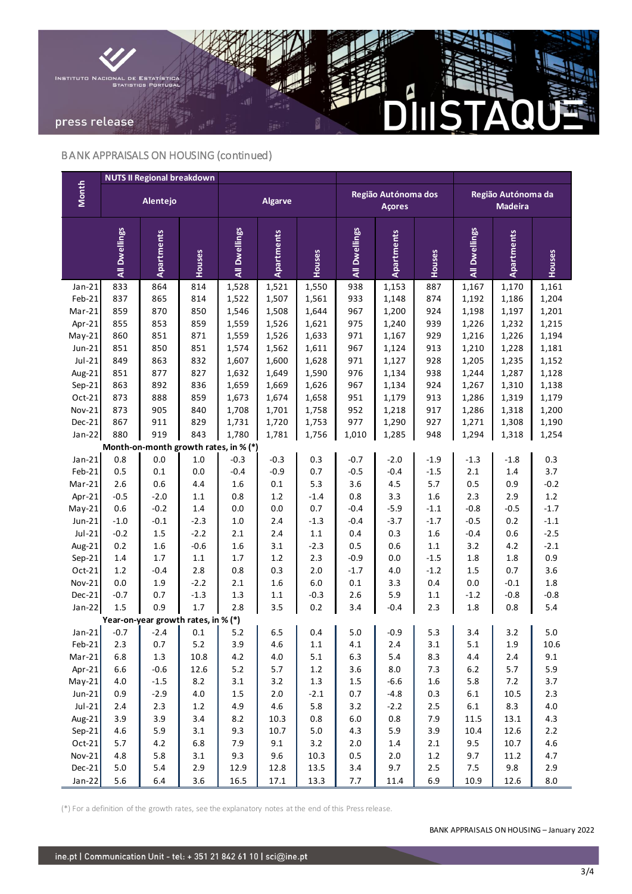## BANK APPRAISALS ON HOUSING (continued)

| Month | NUTS II Regional breakdown | | | | | | | | | | | |
|---|---|---|---|---|---|---|---|---|---|---|---|---|
| | Alentejo | | | Algarve | | | Região Autónoma dos Açores | | | Região Autónoma da Madeira | | |
| | All Dwellings | Apartments | Houses | All Dwellings | Apartments | Houses | All Dwellings | Apartments | Houses | All Dwellings | Apartments | Houses |
| Jan-21 | 833 | 864 | 814 | 1,528 | 1,521 | 1,550 | 938 | 1,153 | 887 | 1,167 | 1,170 | 1,161 |
| Feb-21 | 837 | 865 | 814 | 1,522 | 1,507 | 1,561 | 933 | 1,148 | 874 | 1,192 | 1,186 | 1,204 |
| Mar-21 | 859 | 870 | 850 | 1,546 | 1,508 | 1,644 | 967 | 1,200 | 924 | 1,198 | 1,197 | 1,201 |
| Apr-21 | 855 | 853 | 859 | 1,559 | 1,526 | 1,621 | 975 | 1,240 | 939 | 1,226 | 1,232 | 1,215 |
| May-21 | 860 | 851 | 871 | 1,559 | 1,526 | 1,633 | 971 | 1,167 | 929 | 1,216 | 1,226 | 1,194 |
| Jun-21 | 851 | 850 | 851 | 1,574 | 1,562 | 1,611 | 967 | 1,124 | 913 | 1,210 | 1,228 | 1,181 |
| Jul-21 | 849 | 863 | 832 | 1,607 | 1,600 | 1,628 | 971 | 1,127 | 928 | 1,205 | 1,235 | 1,152 |
| Aug-21 | 851 | 877 | 827 | 1,632 | 1,649 | 1,590 | 976 | 1,134 | 938 | 1,244 | 1,287 | 1,128 |
| Sep-21 | 863 | 892 | 836 | 1,659 | 1,669 | 1,626 | 967 | 1,134 | 924 | 1,267 | 1,310 | 1,138 |
| Oct-21 | 873 | 888 | 859 | 1,673 | 1,674 | 1,658 | 951 | 1,179 | 913 | 1,286 | 1,319 | 1,179 |
| Nov-21 | 873 | 905 | 840 | 1,708 | 1,701 | 1,758 | 952 | 1,218 | 917 | 1,286 | 1,318 | 1,200 |
| Dec-21 | 867 | 911 | 829 | 1,731 | 1,720 | 1,753 | 977 | 1,290 | 927 | 1,271 | 1,308 | 1,190 |
| Jan-22 | 880 | 919 | 843 | 1,780 | 1,781 | 1,756 | 1,010 | 1,285 | 948 | 1,294 | 1,318 | 1,254 |
| **Month-on-month growth rates, in % (*)** | | | | | | | | | | | | |
| Jan-21 | 0.8 | 0.0 | 1.0 | -0.3 | -0.3 | 0.3 | -0.7 | -2.0 | -1.9 | -1.3 | -1.8 | 0.3 |
| Feb-21 | 0.5 | 0.1 | 0.0 | -0.4 | -0.9 | 0.7 | -0.5 | -0.4 | -1.5 | 2.1 | 1.4 | 3.7 |
| Mar-21 | 2.6 | 0.6 | 4.4 | 1.6 | 0.1 | 5.3 | 3.6 | 4.5 | 5.7 | 0.5 | 0.9 | -0.2 |
| Apr-21 | -0.5 | -2.0 | 1.1 | 0.8 | 1.2 | -1.4 | 0.8 | 3.3 | 1.6 | 2.3 | 2.9 | 1.2 |
| May-21 | 0.6 | -0.2 | 1.4 | 0.0 | 0.0 | 0.7 | -0.4 | -5.9 | -1.1 | -0.8 | -0.5 | -1.7 |
| Jun-21 | -1.0 | -0.1 | -2.3 | 1.0 | 2.4 | -1.3 | -0.4 | -3.7 | -1.7 | -0.5 | 0.2 | -1.1 |
| Jul-21 | -0.2 | 1.5 | -2.2 | 2.1 | 2.4 | 1.1 | 0.4 | 0.3 | 1.6 | -0.4 | 0.6 | -2.5 |
| Aug-21 | 0.2 | 1.6 | -0.6 | 1.6 | 3.1 | -2.3 | 0.5 | 0.6 | 1.1 | 3.2 | 4.2 | -2.1 |
| Sep-21 | 1.4 | 1.7 | 1.1 | 1.7 | 1.2 | 2.3 | -0.9 | 0.0 | -1.5 | 1.8 | 1.8 | 0.9 |
| Oct-21 | 1.2 | -0.4 | 2.8 | 0.8 | 0.3 | 2.0 | -1.7 | 4.0 | -1.2 | 1.5 | 0.7 | 3.6 |
| Nov-21 | 0.0 | 1.9 | -2.2 | 2.1 | 1.6 | 6.0 | 0.1 | 3.3 | 0.4 | 0.0 | -0.1 | 1.8 |
| Dec-21 | -0.7 | 0.7 | -1.3 | 1.3 | 1.1 | -0.3 | 2.6 | 5.9 | 1.1 | -1.2 | -0.8 | -0.8 |
| Jan-22 | 1.5 | 0.9 | 1.7 | 2.8 | 3.5 | 0.2 | 3.4 | -0.4 | 2.3 | 1.8 | 0.8 | 5.4 |
| **Year-on-year growth rates, in % (*)** | | | | | | | | | | | | |
| Jan-21 | -0.7 | -2.4 | 0.1 | 5.2 | 6.5 | 0.4 | 5.0 | -0.9 | 5.3 | 3.4 | 3.2 | 5.0 |
| Feb-21 | 2.3 | 0.7 | 5.2 | 3.9 | 4.6 | 1.1 | 4.1 | 2.4 | 3.1 | 5.1 | 1.9 | 10.6 |
| Mar-21 | 6.8 | 1.3 | 10.8 | 4.2 | 4.0 | 5.1 | 6.3 | 5.4 | 8.3 | 4.4 | 2.4 | 9.1 |
| Apr-21 | 6.6 | -0.6 | 12.6 | 5.2 | 5.7 | 1.2 | 3.6 | 8.0 | 7.3 | 6.2 | 5.7 | 5.9 |
| May-21 | 4.0 | -1.5 | 8.2 | 3.1 | 3.2 | 1.3 | 1.5 | -6.6 | 1.6 | 5.8 | 7.2 | 3.7 |
| Jun-21 | 0.9 | -2.9 | 4.0 | 1.5 | 2.0 | -2.1 | 0.7 | -4.8 | 0.3 | 6.1 | 10.5 | 2.3 |
| Jul-21 | 2.4 | 2.3 | 1.2 | 4.9 | 4.6 | 5.8 | 3.2 | -2.2 | 2.5 | 6.1 | 8.3 | 4.0 |
| Aug-21 | 3.9 | 3.9 | 3.4 | 8.2 | 10.3 | 0.8 | 6.0 | 0.8 | 7.9 | 11.5 | 13.1 | 4.3 |
| Sep-21 | 4.6 | 5.9 | 3.1 | 9.3 | 10.7 | 5.0 | 4.3 | 5.9 | 3.9 | 10.4 | 12.6 | 2.2 |
| Oct-21 | 5.7 | 4.2 | 6.8 | 7.9 | 9.1 | 3.2 | 2.0 | 1.4 | 2.1 | 9.5 | 10.7 | 4.6 |
| Nov-21 | 4.8 | 5.8 | 3.1 | 9.3 | 9.6 | 10.3 | 0.5 | 2.0 | 1.2 | 9.7 | 11.2 | 4.7 |
| Dec-21 | 5.0 | 5.4 | 2.9 | 12.9 | 12.8 | 13.5 | 3.4 | 9.7 | 2.5 | 7.5 | 9.8 | 2.9 |
| Jan-22 | 5.6 | 6.4 | 3.6 | 16.5 | 17.1 | 13.3 | 7.7 | 11.4 | 6.9 | 10.9 | 12.6 | 8.0 |

(*) For a definition of the growth rates, see the explanatory notes at the end of this Press release.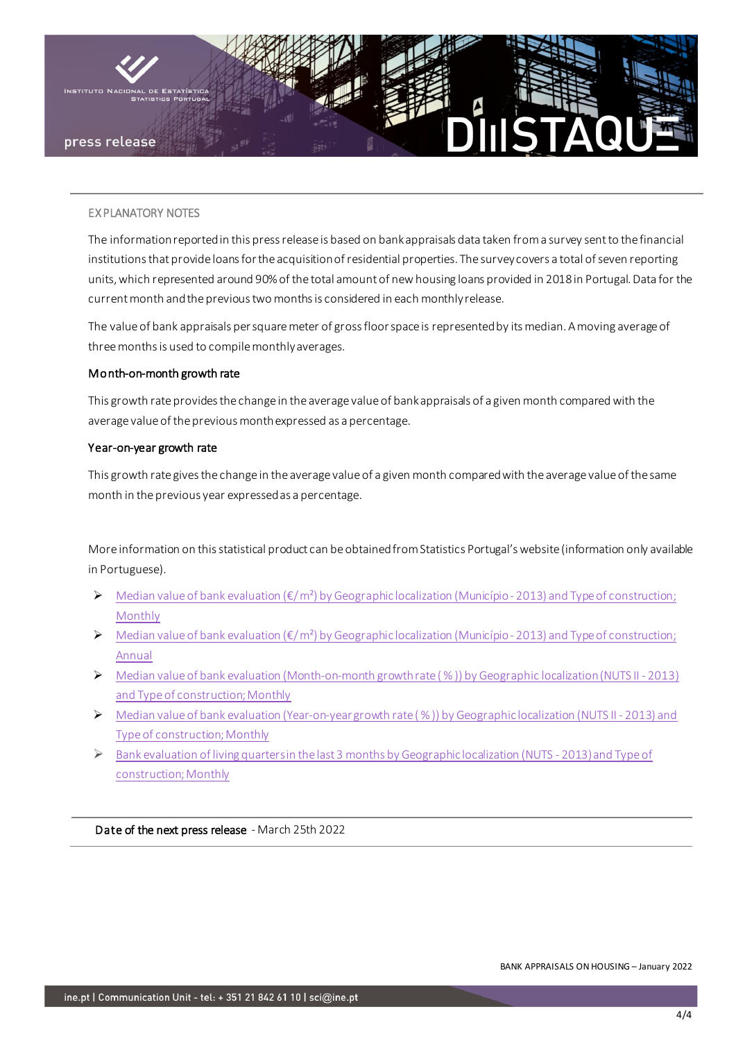## EXPLANATORY NOTES

The information reported in this press release is based on bank appraisals data taken from a survey sent to the financial institutions that provide loans for the acquisition of residential properties. The survey covers a total of seven reporting units, which represented around 90% of the total amount of new housing loans provided in 2018 in Portugal. Data for the current month and the previous two months is considered in each monthly release.

The value of bank appraisals per square meter of gross floor space is represented by its median. A moving average of three months is used to compile monthly averages.

### Month-on-month growth rate

This growth rate provides the change in the average value of bank appraisals of a given month compared with the average value of the previous month expressed as a percentage.

### Year-on-year growth rate

This growth rate gives the change in the average value of a given month compared with the average value of the same month in the previous year expressed as a percentage.

More information on this statistical product can be obtained from Statistics Portugal's website (information only available in Portuguese).

- Median value of bank evaluation (€/m²) by Geographic localization (Município - 2013) and Type of construction; Monthly
- Median value of bank evaluation (€/m²) by Geographic localization (Município - 2013) and Type of construction; Annual
- Median value of bank evaluation (Month-on-month growth rate (%)) by Geographic localization (NUTS II - 2013) and Type of construction; Monthly
- Median value of bank evaluation (Year-on-year growth rate (%)) by Geographic localization (NUTS II - 2013) and Type of construction; Monthly
- Bank evaluation of living quarters in the last 3 months by Geographic localization (NUTS - 2013) and Type of construction; Monthly

**Date of the next press release** - March 25th 2022